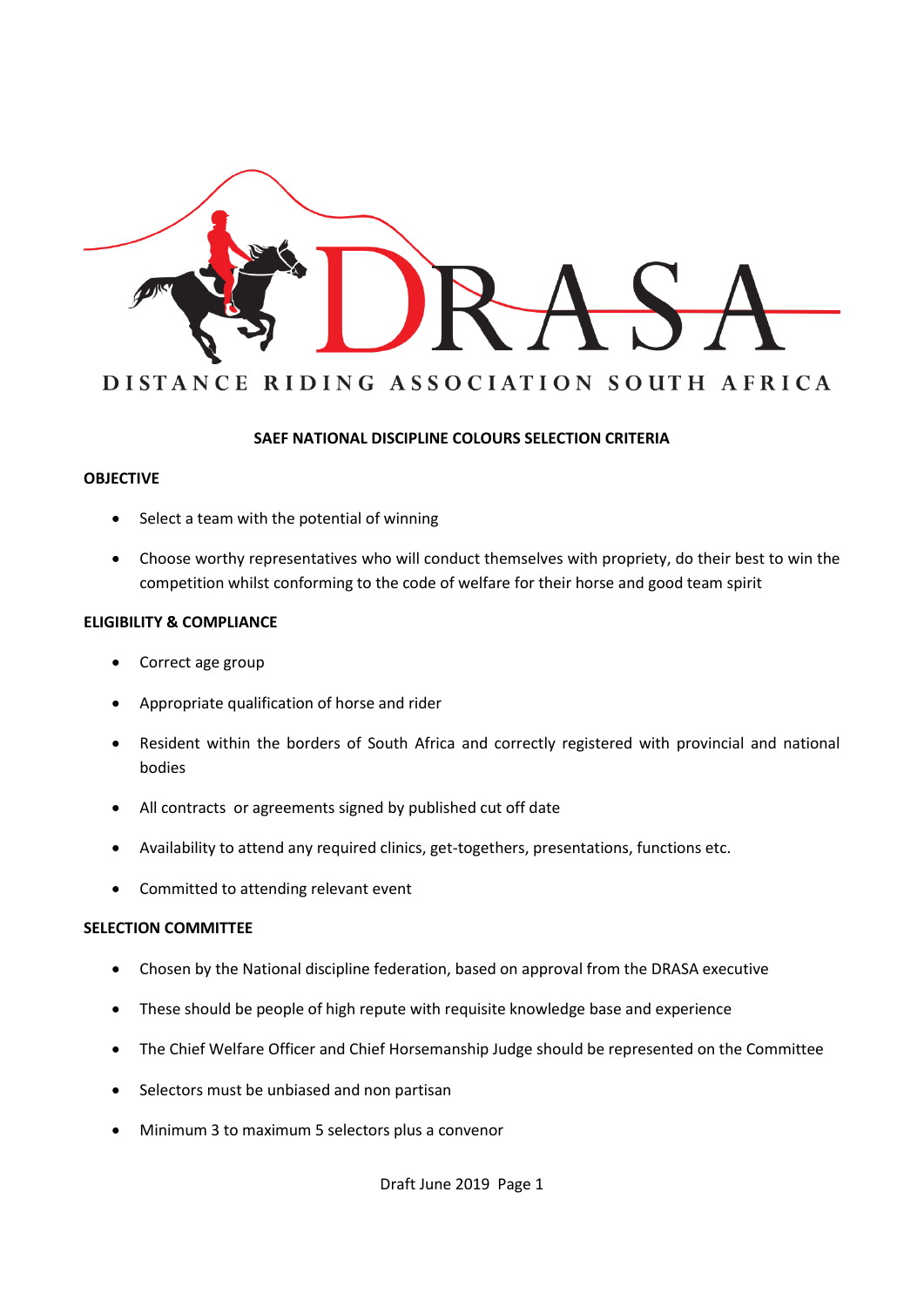DRASA

DISTANCE RIDING ASSOCIATION SOUTH AFRICA

**SAEF NATIONAL DISCIPLINE COLOURS SELECTION CRITERIA**

**OBJECTIVE**

- Select a team with the potential of winning
- Choose worthy representatives who will conduct themselves with propriety, do their best to win the competition whilst conforming to the code of welfare for their horse and good team spirit

**ELIGIBILITY & COMPLIANCE**

- Correct age group
- Appropriate qualification of horse and rider
- Resident within the borders of South Africa and correctly registered with provincial and national bodies
- All contracts or agreements signed by published cut off date
- Availability to attend any required clinics, get-togethers, presentations, functions etc.
- Committed to attending relevant event

**SELECTION COMMITTEE**

- Chosen by the National discipline federation, based on approval from the DRASA executive
- These should be people of high repute with requisite knowledge base and experience
- The Chief Welfare Officer and Chief Horsemanship Judge should be represented on the Committee
- Selectors must be unbiased and non partisan
- Minimum 3 to maximum 5 selectors plus a convenor

Draft June 2019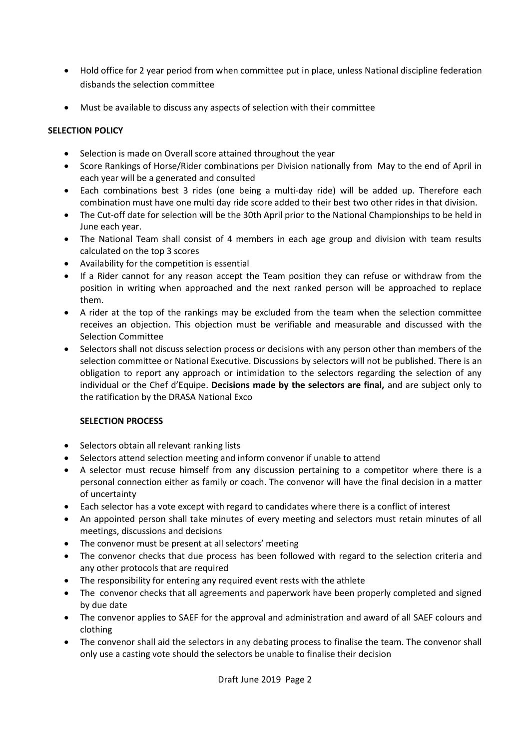- Hold office for 2 year period from when committee put in place, unless National discipline federation disbands the selection committee
- Must be available to discuss any aspects of selection with their committee

**SELECTION POLICY**

- Selection is made on Overall score attained throughout the year
- Score Rankings of Horse/Rider combinations per Division nationally from May to the end of April in each year will be a generated and consulted
- Each combinations best 3 rides (one being a multi-day ride) will be added up. Therefore each combination must have one multi day ride score added to their best two other rides in that division.
- The Cut-off date for selection will be the 30th April prior to the National Championships to be held in June each year.
- The National Team shall consist of 4 members in each age group and division with team results calculated on the top 3 scores
- Availability for the competition is essential
- If a Rider cannot for any reason accept the Team position they can refuse or withdraw from the position in writing when approached and the next ranked person will be approached to replace them.
- A rider at the top of the rankings may be excluded from the team when the selection committee receives an objection. This objection must be verifiable and measurable and discussed with the Selection Committee
- Selectors shall not discuss selection process or decisions with any person other than members of the selection committee or National Executive. Discussions by selectors will not be published. There is an obligation to report any approach or intimidation to the selectors regarding the selection of any individual or the Chef d'Equipe. **Decisions made by the selectors are final,** and are subject only to the ratification by the DRASA National Exco

**SELECTION PROCESS**

- Selectors obtain all relevant ranking lists
- Selectors attend selection meeting and inform convenor if unable to attend
- A selector must recuse himself from any discussion pertaining to a competitor where there is a personal connection either as family or coach. The convenor will have the final decision in a matter of uncertainty
- Each selector has a vote except with regard to candidates where there is a conflict of interest
- An appointed person shall take minutes of every meeting and selectors must retain minutes of all meetings, discussions and decisions
- The convenor must be present at all selectors' meeting
- The convenor checks that due process has been followed with regard to the selection criteria and any other protocols that are required
- The responsibility for entering any required event rests with the athlete
- The convenor checks that all agreements and paperwork have been properly completed and signed by due date
- The convenor applies to SAEF for the approval and administration and award of all SAEF colours and clothing
- The convenor shall aid the selectors in any debating process to finalise the team. The convenor shall only use a casting vote should the selectors be unable to finalise their decision

Draft June 2019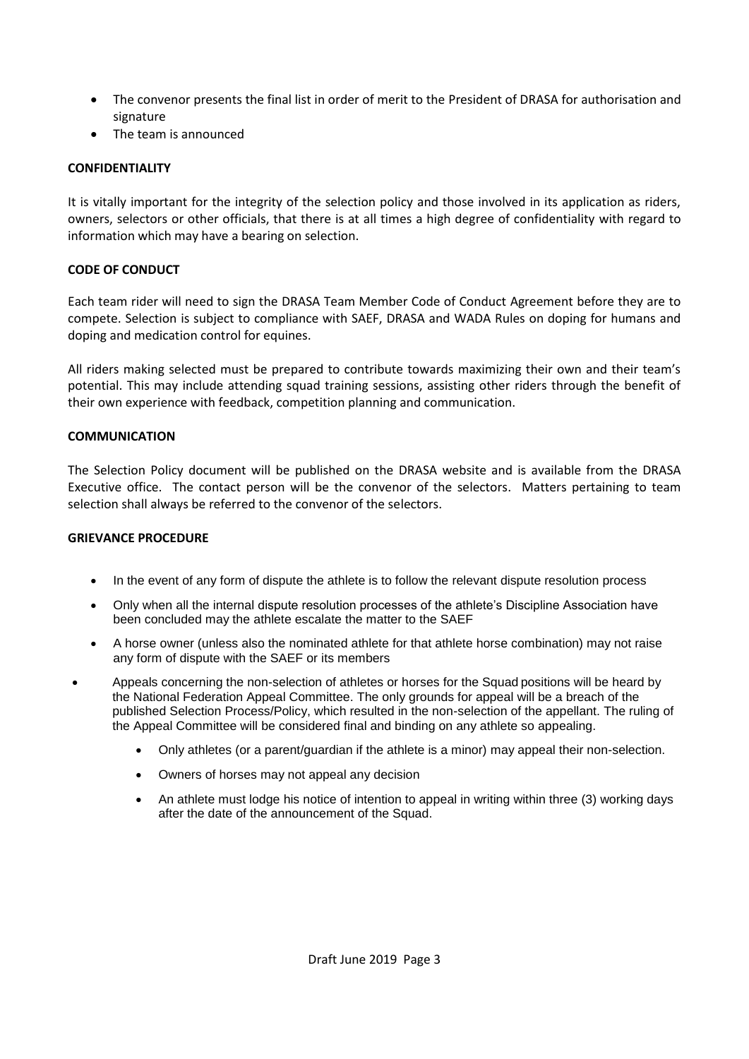- The convenor presents the final list in order of merit to the President of DRASA for authorisation and signature
- The team is announced

**CONFIDENTIALITY**

It is vitally important for the integrity of the selection policy and those involved in its application as riders, owners, selectors or other officials, that there is at all times a high degree of confidentiality with regard to information which may have a bearing on selection.

**CODE OF CONDUCT**

Each team rider will need to sign the DRASA Team Member Code of Conduct Agreement before they are to compete. Selection is subject to compliance with SAEF, DRASA and WADA Rules on doping for humans and doping and medication control for equines.

All riders making selected must be prepared to contribute towards maximizing their own and their team's potential. This may include attending squad training sessions, assisting other riders through the benefit of their own experience with feedback, competition planning and communication.

**COMMUNICATION**

The Selection Policy document will be published on the DRASA website and is available from the DRASA Executive office. The contact person will be the convenor of the selectors. Matters pertaining to team selection shall always be referred to the convenor of the selectors.

**GRIEVANCE PROCEDURE**

- In the event of any form of dispute the athlete is to follow the relevant dispute resolution process
- Only when all the internal dispute resolution processes of the athlete's Discipline Association have been concluded may the athlete escalate the matter to the SAEF
- A horse owner (unless also the nominated athlete for that athlete horse combination) may not raise any form of dispute with the SAEF or its members
- Appeals concerning the non-selection of athletes or horses for the Squad positions will be heard by the National Federation Appeal Committee. The only grounds for appeal will be a breach of the published Selection Process/Policy, which resulted in the non-selection of the appellant. The ruling of the Appeal Committee will be considered final and binding on any athlete so appealing.
  - Only athletes (or a parent/guardian if the athlete is a minor) may appeal their non-selection.
  - Owners of horses may not appeal any decision
  - An athlete must lodge his notice of intention to appeal in writing within three (3) working days after the date of the announcement of the Squad.

Draft June 2019